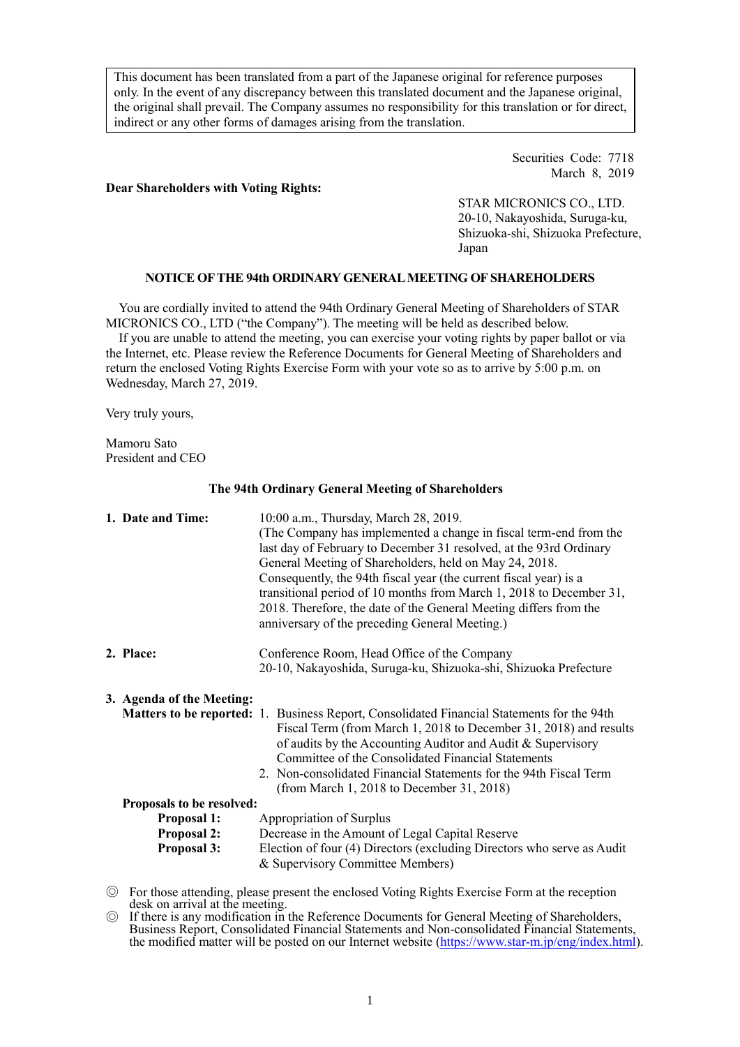This document has been translated from a part of the Japanese original for reference purposes only. In the event of any discrepancy between this translated document and the Japanese original, the original shall prevail. The Company assumes no responsibility for this translation or for direct, indirect or any other forms of damages arising from the translation.

Securities Code: 7718
March 8, 2019

**Dear Shareholders with Voting Rights:**

STAR MICRONICS CO., LTD.
20-10, Nakayoshida, Suruga-ku,
Shizuoka-shi, Shizuoka Prefecture,
Japan

## NOTICE OF THE 94th ORDINARY GENERAL MEETING OF SHAREHOLDERS

You are cordially invited to attend the 94th Ordinary General Meeting of Shareholders of STAR MICRONICS CO., LTD ("the Company"). The meeting will be held as described below.

If you are unable to attend the meeting, you can exercise your voting rights by paper ballot or via the Internet, etc. Please review the Reference Documents for General Meeting of Shareholders and return the enclosed Voting Rights Exercise Form with your vote so as to arrive by 5:00 p.m. on Wednesday, March 27, 2019.

Very truly yours,

Mamoru Sato
President and CEO

### The 94th Ordinary General Meeting of Shareholders

**1. Date and Time:** 10:00 a.m., Thursday, March 28, 2019.
(The Company has implemented a change in fiscal term-end from the last day of February to December 31 resolved, at the 93rd Ordinary General Meeting of Shareholders, held on May 24, 2018. Consequently, the 94th fiscal year (the current fiscal year) is a transitional period of 10 months from March 1, 2018 to December 31, 2018. Therefore, the date of the General Meeting differs from the anniversary of the preceding General Meeting.)

**2. Place:** Conference Room, Head Office of the Company
20-10, Nakayoshida, Suruga-ku, Shizuoka-shi, Shizuoka Prefecture

**3. Agenda of the Meeting:**

**Matters to be reported:**

1. Business Report, Consolidated Financial Statements for the 94th Fiscal Term (from March 1, 2018 to December 31, 2018) and results of audits by the Accounting Auditor and Audit & Supervisory Committee of the Consolidated Financial Statements
2. Non-consolidated Financial Statements for the 94th Fiscal Term (from March 1, 2018 to December 31, 2018)

**Proposals to be resolved:**

**Proposal 1:** Appropriation of Surplus
**Proposal 2:** Decrease in the Amount of Legal Capital Reserve
**Proposal 3:** Election of four (4) Directors (excluding Directors who serve as Audit & Supervisory Committee Members)

◎ For those attending, please present the enclosed Voting Rights Exercise Form at the reception desk on arrival at the meeting.

◎ If there is any modification in the Reference Documents for General Meeting of Shareholders, Business Report, Consolidated Financial Statements and Non-consolidated Financial Statements, the modified matter will be posted on our Internet website (https://www.star-m.jp/eng/index.html).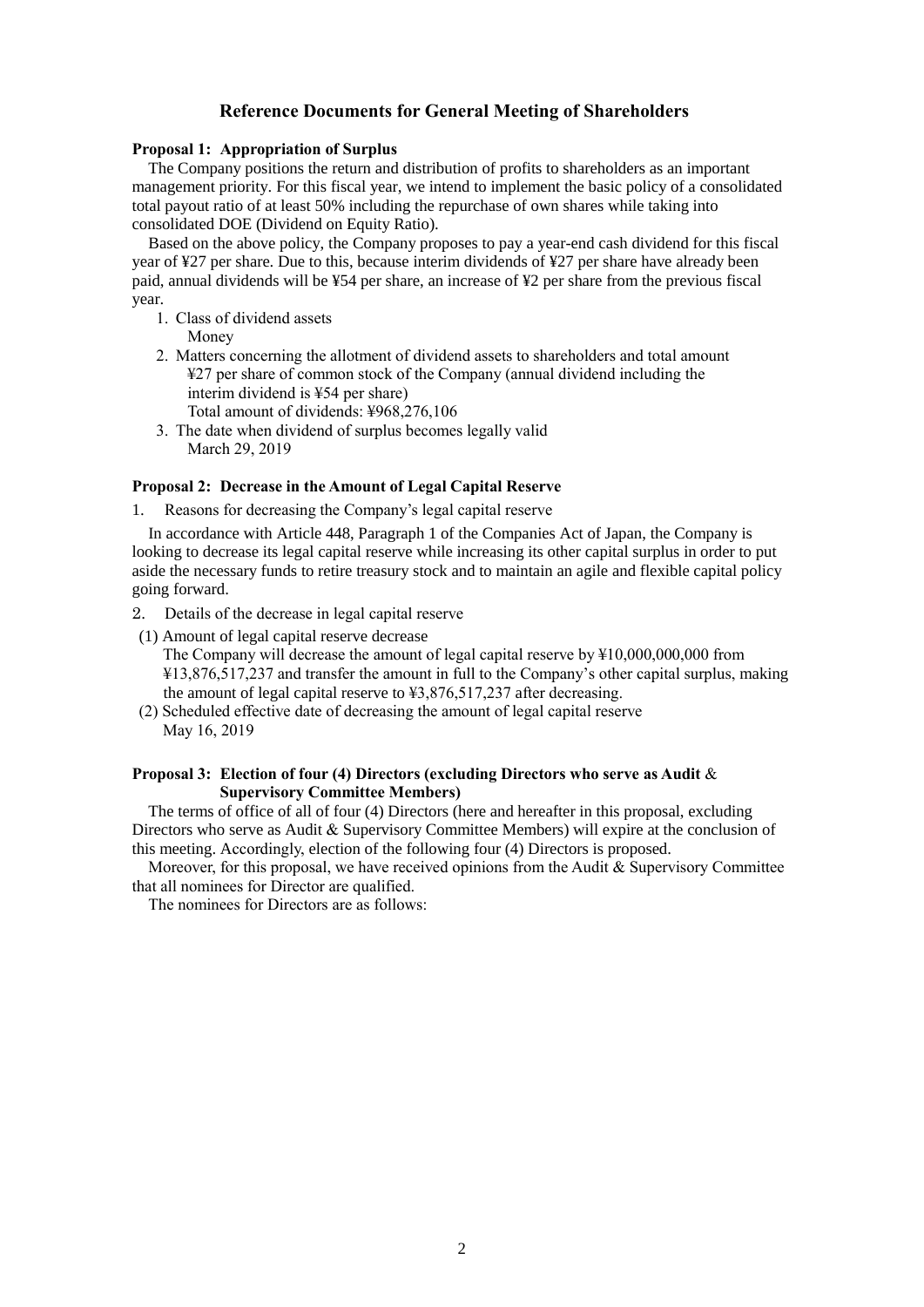# Reference Documents for General Meeting of Shareholders

**Proposal 1: Appropriation of Surplus**

The Company positions the return and distribution of profits to shareholders as an important management priority. For this fiscal year, we intend to implement the basic policy of a consolidated total payout ratio of at least 50% including the repurchase of own shares while taking into consolidated DOE (Dividend on Equity Ratio).

Based on the above policy, the Company proposes to pay a year-end cash dividend for this fiscal year of ¥27 per share. Due to this, because interim dividends of ¥27 per share have already been paid, annual dividends will be ¥54 per share, an increase of ¥2 per share from the previous fiscal year.

1. Class of dividend assets
   Money
2. Matters concerning the allotment of dividend assets to shareholders and total amount
   ¥27 per share of common stock of the Company (annual dividend including the interim dividend is ¥54 per share)
   Total amount of dividends: ¥968,276,106
3. The date when dividend of surplus becomes legally valid
   March 29, 2019

**Proposal 2: Decrease in the Amount of Legal Capital Reserve**

1. Reasons for decreasing the Company's legal capital reserve

In accordance with Article 448, Paragraph 1 of the Companies Act of Japan, the Company is looking to decrease its legal capital reserve while increasing its other capital surplus in order to put aside the necessary funds to retire treasury stock and to maintain an agile and flexible capital policy going forward.

2. Details of the decrease in legal capital reserve

(1) Amount of legal capital reserve decrease
The Company will decrease the amount of legal capital reserve by ¥10,000,000,000 from ¥13,876,517,237 and transfer the amount in full to the Company's other capital surplus, making the amount of legal capital reserve to ¥3,876,517,237 after decreasing.

(2) Scheduled effective date of decreasing the amount of legal capital reserve
May 16, 2019

**Proposal 3: Election of four (4) Directors (excluding Directors who serve as Audit & Supervisory Committee Members)**

The terms of office of all of four (4) Directors (here and hereafter in this proposal, excluding Directors who serve as Audit & Supervisory Committee Members) will expire at the conclusion of this meeting. Accordingly, election of the following four (4) Directors is proposed.

Moreover, for this proposal, we have received opinions from the Audit & Supervisory Committee that all nominees for Director are qualified.

The nominees for Directors are as follows: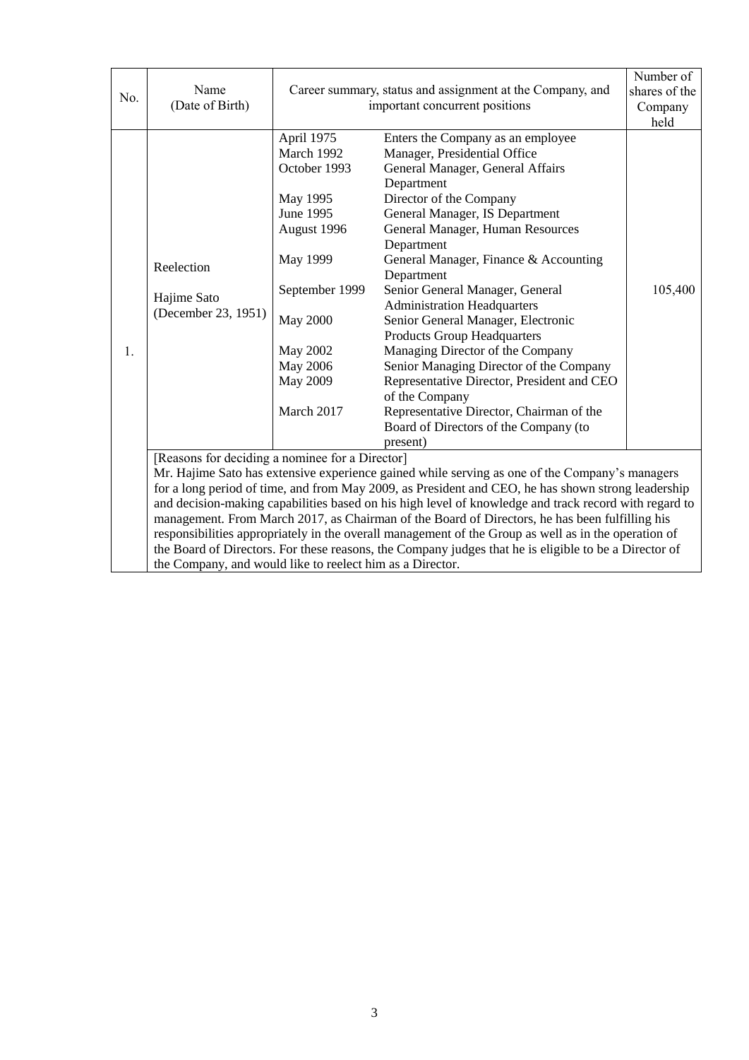| No. | Name (Date of Birth) | Career summary, status and assignment at the Company, and important concurrent positions | | Number of shares of the Company held |
|---|---|---|---|---|
| 1. | Reelection<br><br>Hajime Sato<br>(December 23, 1951) | April 1975<br>March 1992<br>October 1993<br><br>May 1995<br>June 1995<br>August 1996<br><br>May 1999<br><br>September 1999<br><br>May 2000<br><br>May 2002<br>May 2006<br>May 2009<br><br>March 2017 | Enters the Company as an employee<br>Manager, Presidential Office<br>General Manager, General Affairs Department<br>Director of the Company<br>General Manager, IS Department<br>General Manager, Human Resources Department<br>General Manager, Finance & Accounting Department<br>Senior General Manager, General Administration Headquarters<br>Senior General Manager, Electronic Products Group Headquarters<br>Managing Director of the Company<br>Senior Managing Director of the Company<br>Representative Director, President and CEO of the Company<br>Representative Director, Chairman of the Board of Directors of the Company (to present) | 105,400 |
| | [Reasons for deciding a nominee for a Director]<br>Mr. Hajime Sato has extensive experience gained while serving as one of the Company's managers for a long period of time, and from May 2009, as President and CEO, he has shown strong leadership and decision-making capabilities based on his high level of knowledge and track record with regard to management. From March 2017, as Chairman of the Board of Directors, he has been fulfilling his responsibilities appropriately in the overall management of the Group as well as in the operation of the Board of Directors. For these reasons, the Company judges that he is eligible to be a Director of the Company, and would like to reelect him as a Director. | | | |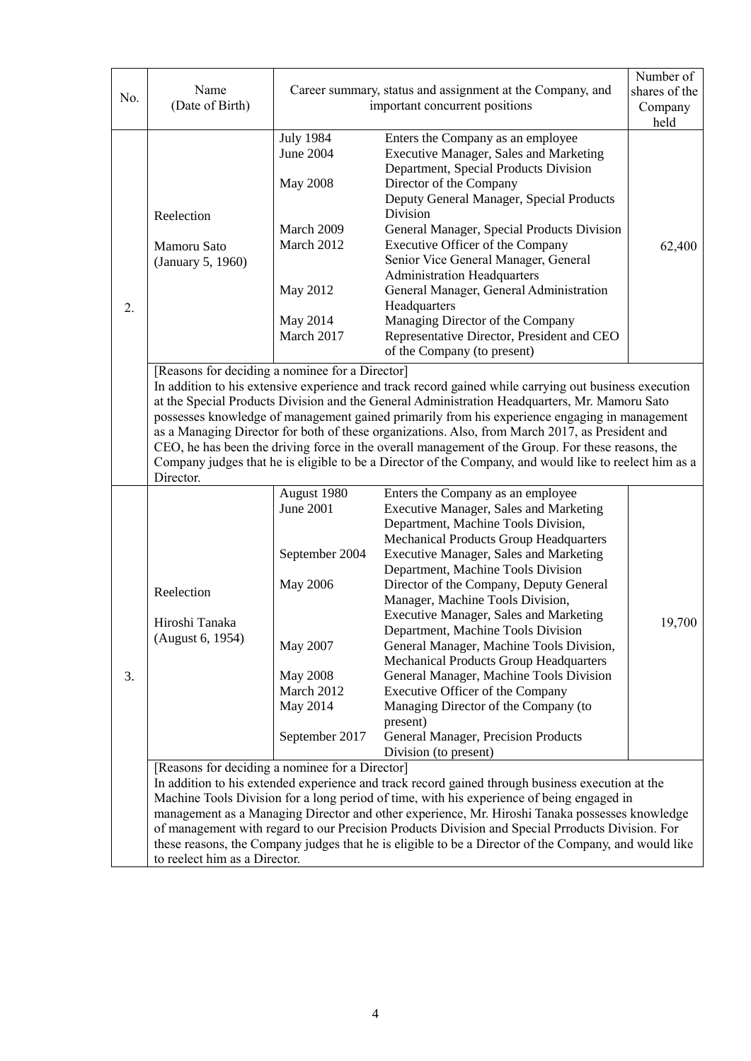| No. | Name (Date of Birth) | Career summary, status and assignment at the Company, and important concurrent positions | | Number of shares of the Company held |
|---|---|---|---|---|
| 2. | Reelection<br><br>Mamoru Sato<br>(January 5, 1960) | July 1984<br>June 2004<br><br>May 2008<br><br><br>March 2009<br>March 2012<br><br><br>May 2012<br><br>May 2014<br>March 2017 | Enters the Company as an employee<br>Executive Manager, Sales and Marketing Department, Special Products Division<br>Director of the Company<br>Deputy General Manager, Special Products Division<br>General Manager, Special Products Division<br>Executive Officer of the Company<br>Senior Vice General Manager, General Administration Headquarters<br>General Manager, General Administration Headquarters<br>Managing Director of the Company<br>Representative Director, President and CEO of the Company (to present) | 62,400 |
| | [Reasons for deciding a nominee for a Director]<br>In addition to his extensive experience and track record gained while carrying out business execution at the Special Products Division and the General Administration Headquarters, Mr. Mamoru Sato possesses knowledge of management gained primarily from his experience engaging in management as a Managing Director for both of these organizations. Also, from March 2017, as President and CEO, he has been the driving force in the overall management of the Group. For these reasons, the Company judges that he is eligible to be a Director of the Company, and would like to reelect him as a Director. | | | |
| 3. | Reelection<br><br>Hiroshi Tanaka<br>(August 6, 1954) | August 1980<br>June 2001<br><br><br>September 2004<br><br>May 2006<br><br><br><br>May 2007<br><br>May 2008<br>March 2012<br>May 2014<br><br>September 2017 | Enters the Company as an employee<br>Executive Manager, Sales and Marketing Department, Machine Tools Division, Mechanical Products Group Headquarters<br>Executive Manager, Sales and Marketing Department, Machine Tools Division<br>Director of the Company, Deputy General Manager, Machine Tools Division, Executive Manager, Sales and Marketing Department, Machine Tools Division<br>General Manager, Machine Tools Division, Mechanical Products Group Headquarters<br>General Manager, Machine Tools Division<br>Executive Officer of the Company<br>Managing Director of the Company (to present)<br>General Manager, Precision Products Division (to present) | 19,700 |
| | [Reasons for deciding a nominee for a Director]<br>In addition to his extended experience and track record gained through business execution at the Machine Tools Division for a long period of time, with his experience of being engaged in management as a Managing Director and other experience, Mr. Hiroshi Tanaka possesses knowledge of management with regard to our Precision Products Division and Special Prroducts Division. For these reasons, the Company judges that he is eligible to be a Director of the Company, and would like to reelect him as a Director. | | | |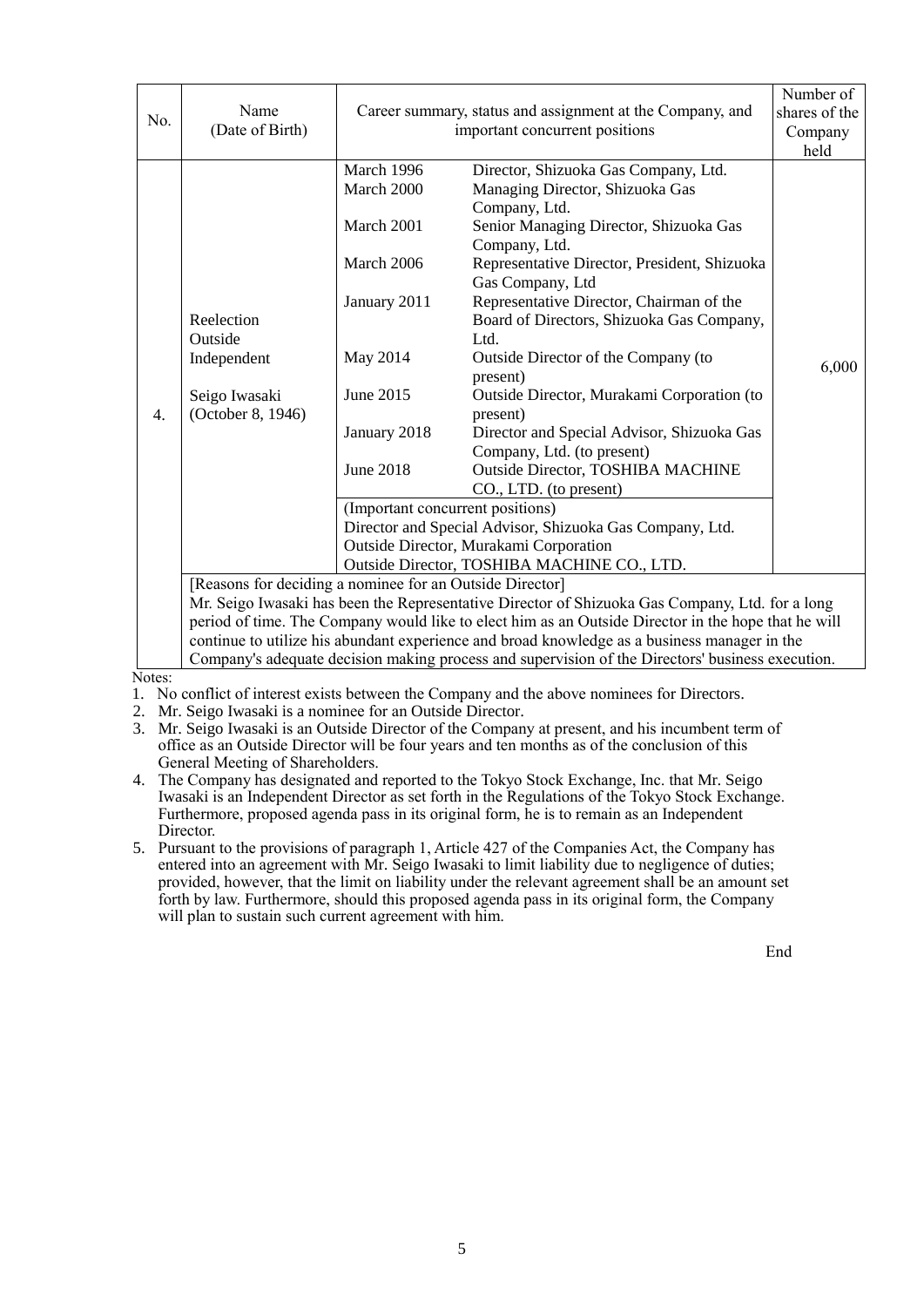| No. | Name (Date of Birth) | Career summary, status and assignment at the Company, and important concurrent positions | | Number of shares of the Company held |
|---|---|---|---|---|
| 4. | Reelection<br>Outside<br>Independent<br><br>Seigo Iwasaki<br>(October 8, 1946) | March 1996 | Director, Shizuoka Gas Company, Ltd. | 6,000 |
| | | March 2000 | Managing Director, Shizuoka Gas Company, Ltd. | |
| | | March 2001 | Senior Managing Director, Shizuoka Gas Company, Ltd. | |
| | | March 2006 | Representative Director, President, Shizuoka Gas Company, Ltd | |
| | | January 2011 | Representative Director, Chairman of the Board of Directors, Shizuoka Gas Company, Ltd. | |
| | | May 2014 | Outside Director of the Company (to present) | |
| | | June 2015 | Outside Director, Murakami Corporation (to present) | |
| | | January 2018 | Director and Special Advisor, Shizuoka Gas Company, Ltd. (to present) | |
| | | June 2018 | Outside Director, TOSHIBA MACHINE CO., LTD. (to present) | |
| | | (Important concurrent positions)<br>Director and Special Advisor, Shizuoka Gas Company, Ltd.<br>Outside Director, Murakami Corporation<br>Outside Director, TOSHIBA MACHINE CO., LTD. | | |
| | [Reasons for deciding a nominee for an Outside Director]<br>Mr. Seigo Iwasaki has been the Representative Director of Shizuoka Gas Company, Ltd. for a long period of time. The Company would like to elect him as an Outside Director in the hope that he will continue to utilize his abundant experience and broad knowledge as a business manager in the Company's adequate decision making process and supervision of the Directors' business execution. | | | |

Notes:

1. No conflict of interest exists between the Company and the above nominees for Directors.
2. Mr. Seigo Iwasaki is a nominee for an Outside Director.
3. Mr. Seigo Iwasaki is an Outside Director of the Company at present, and his incumbent term of office as an Outside Director will be four years and ten months as of the conclusion of this General Meeting of Shareholders.
4. The Company has designated and reported to the Tokyo Stock Exchange, Inc. that Mr. Seigo Iwasaki is an Independent Director as set forth in the Regulations of the Tokyo Stock Exchange. Furthermore, proposed agenda pass in its original form, he is to remain as an Independent Director.
5. Pursuant to the provisions of paragraph 1, Article 427 of the Companies Act, the Company has entered into an agreement with Mr. Seigo Iwasaki to limit liability due to negligence of duties; provided, however, that the limit on liability under the relevant agreement shall be an amount set forth by law. Furthermore, should this proposed agenda pass in its original form, the Company will plan to sustain such current agreement with him.

End